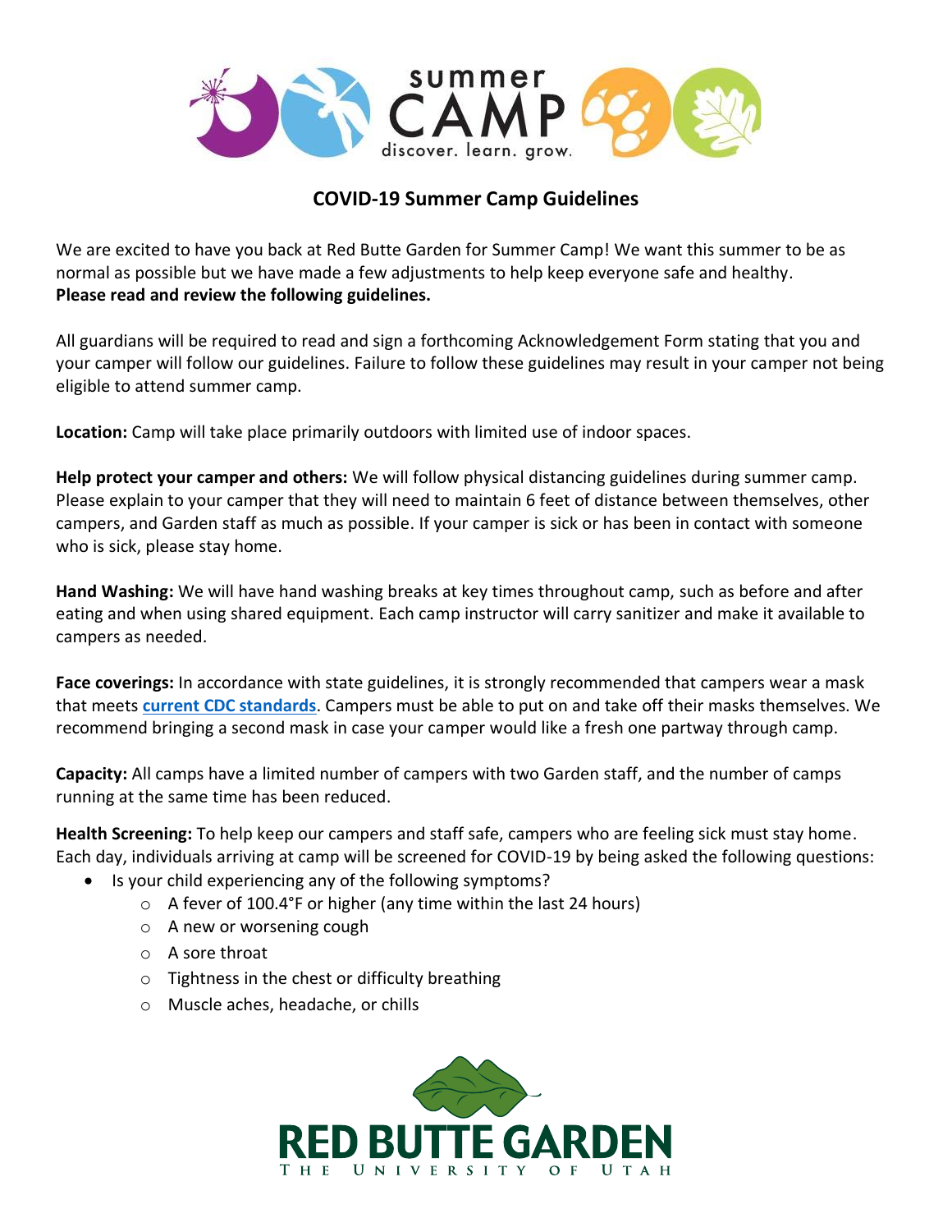summer CAMP

discover. learn. grow.

## COVID-19 Summer Camp Guidelines

We are excited to have you back at Red Butte Garden for Summer Camp! We want this summer to be as normal as possible but we have made a few adjustments to help keep everyone safe and healthy. **Please read and review the following guidelines.**

All guardians will be required to read and sign a forthcoming Acknowledgement Form stating that you and your camper will follow our guidelines. Failure to follow these guidelines may result in your camper not being eligible to attend summer camp.

**Location:** Camp will take place primarily outdoors with limited use of indoor spaces.

**Help protect your camper and others:** We will follow physical distancing guidelines during summer camp. Please explain to your camper that they will need to maintain 6 feet of distance between themselves, other campers, and Garden staff as much as possible. If your camper is sick or has been in contact with someone who is sick, please stay home.

**Hand Washing:** We will have hand washing breaks at key times throughout camp, such as before and after eating and when using shared equipment. Each camp instructor will carry sanitizer and make it available to campers as needed.

**Face coverings:** In accordance with state guidelines, it is strongly recommended that campers wear a mask that meets **current CDC standards**. Campers must be able to put on and take off their masks themselves. We recommend bringing a second mask in case your camper would like a fresh one partway through camp.

**Capacity:** All camps have a limited number of campers with two Garden staff, and the number of camps running at the same time has been reduced.

**Health Screening:** To help keep our campers and staff safe, campers who are feeling sick must stay home. Each day, individuals arriving at camp will be screened for COVID-19 by being asked the following questions:

- Is your child experiencing any of the following symptoms?
  - A fever of 100.4°F or higher (any time within the last 24 hours)
  - A new or worsening cough
  - A sore throat
  - Tightness in the chest or difficulty breathing
  - Muscle aches, headache, or chills

RED BUTTE GARDEN
THE UNIVERSITY OF UTAH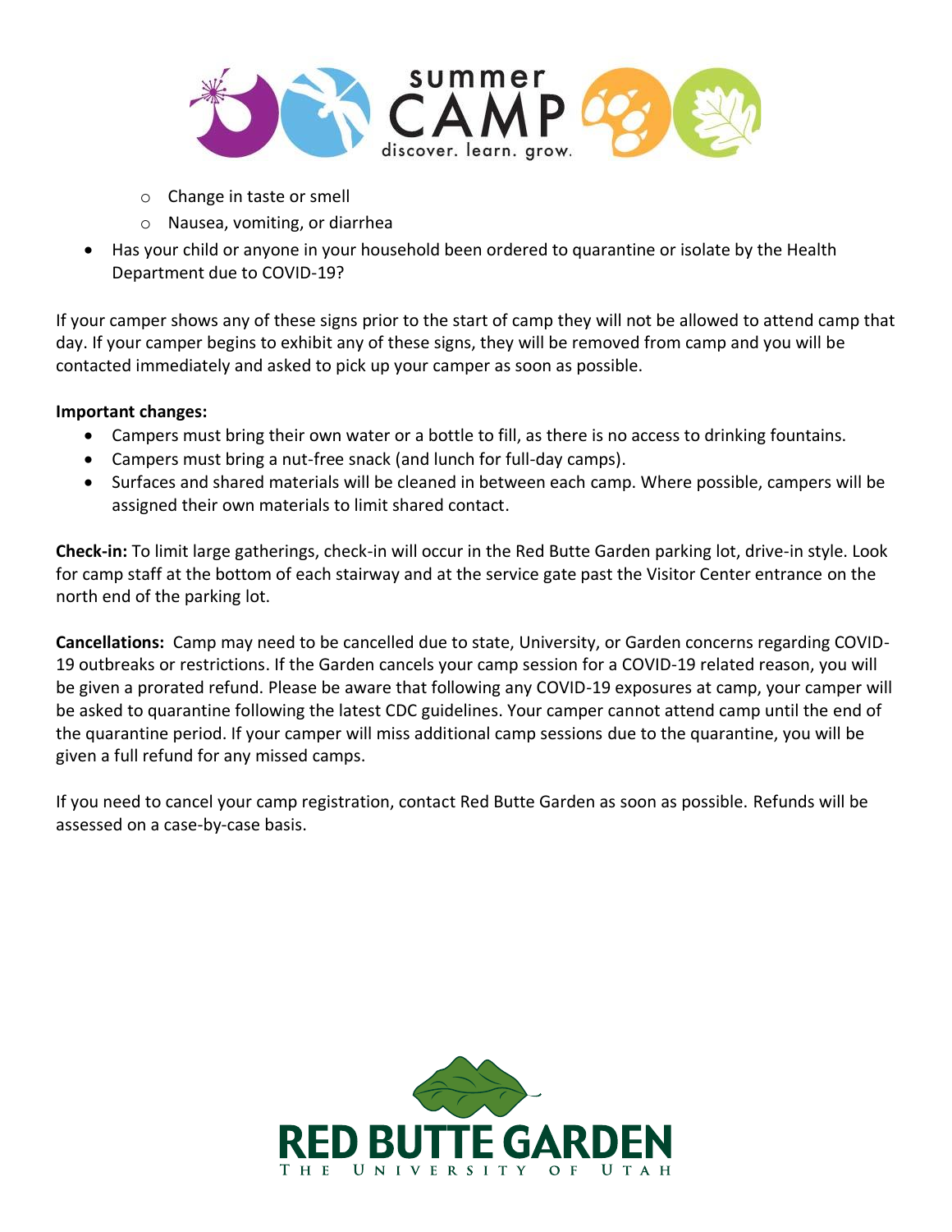- Change in taste or smell
    - Nausea, vomiting, or diarrhea
- Has your child or anyone in your household been ordered to quarantine or isolate by the Health Department due to COVID-19?

If your camper shows any of these signs prior to the start of camp they will not be allowed to attend camp that day. If your camper begins to exhibit any of these signs, they will be removed from camp and you will be contacted immediately and asked to pick up your camper as soon as possible.

**Important changes:**

- Campers must bring their own water or a bottle to fill, as there is no access to drinking fountains.
- Campers must bring a nut-free snack (and lunch for full-day camps).
- Surfaces and shared materials will be cleaned in between each camp. Where possible, campers will be assigned their own materials to limit shared contact.

**Check-in:** To limit large gatherings, check-in will occur in the Red Butte Garden parking lot, drive-in style. Look for camp staff at the bottom of each stairway and at the service gate past the Visitor Center entrance on the north end of the parking lot.

**Cancellations:** Camp may need to be cancelled due to state, University, or Garden concerns regarding COVID-19 outbreaks or restrictions. If the Garden cancels your camp session for a COVID-19 related reason, you will be given a prorated refund. Please be aware that following any COVID-19 exposures at camp, your camper will be asked to quarantine following the latest CDC guidelines. Your camper cannot attend camp until the end of the quarantine period. If your camper will miss additional camp sessions due to the quarantine, you will be given a full refund for any missed camps.

If you need to cancel your camp registration, contact Red Butte Garden as soon as possible. Refunds will be assessed on a case-by-case basis.

RED BUTTE GARDEN
THE UNIVERSITY OF UTAH